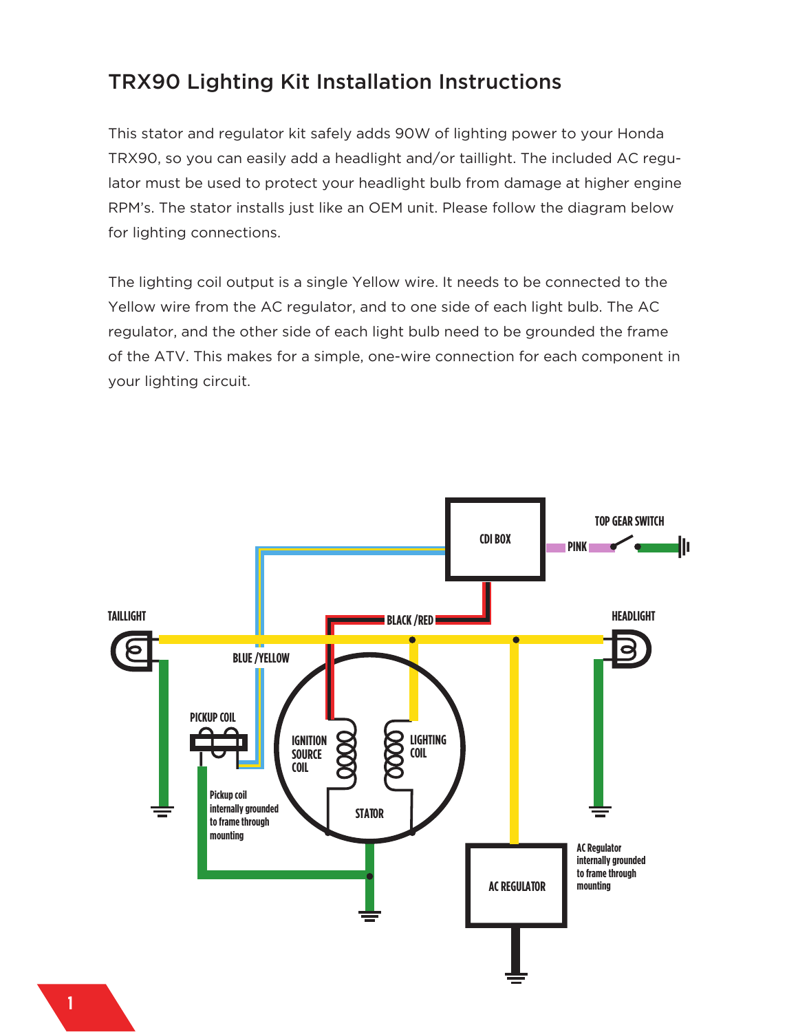# TRX90 Lighting Kit Installation Instructions

This stator and regulator kit safely adds 90W of lighting power to your Honda TRX90, so you can easily add a headlight and/or taillight. The included AC regulator must be used to protect your headlight bulb from damage at higher engine RPM's. The stator installs just like an OEM unit. Please follow the diagram below for lighting connections.

The lighting coil output is a single Yellow wire. It needs to be connected to the Yellow wire from the AC regulator, and to one side of each light bulb. The AC regulator, and the other side of each light bulb need to be grounded the frame of the ATV. This makes for a simple, one-wire connection for each component in your lighting circuit.

CDI BOX

PINK

TOP GEAR SWITCH

TAILLIGHT

BLACK /RED

HEADLIGHT

BLUE /YELLOW

PICKUP COIL

IGNITION SOURCE COIL

LIGHTING COIL

STATOR

Pickup coil internally grounded to frame through mounting

AC Regulator internally grounded to frame through mounting

AC REGULATOR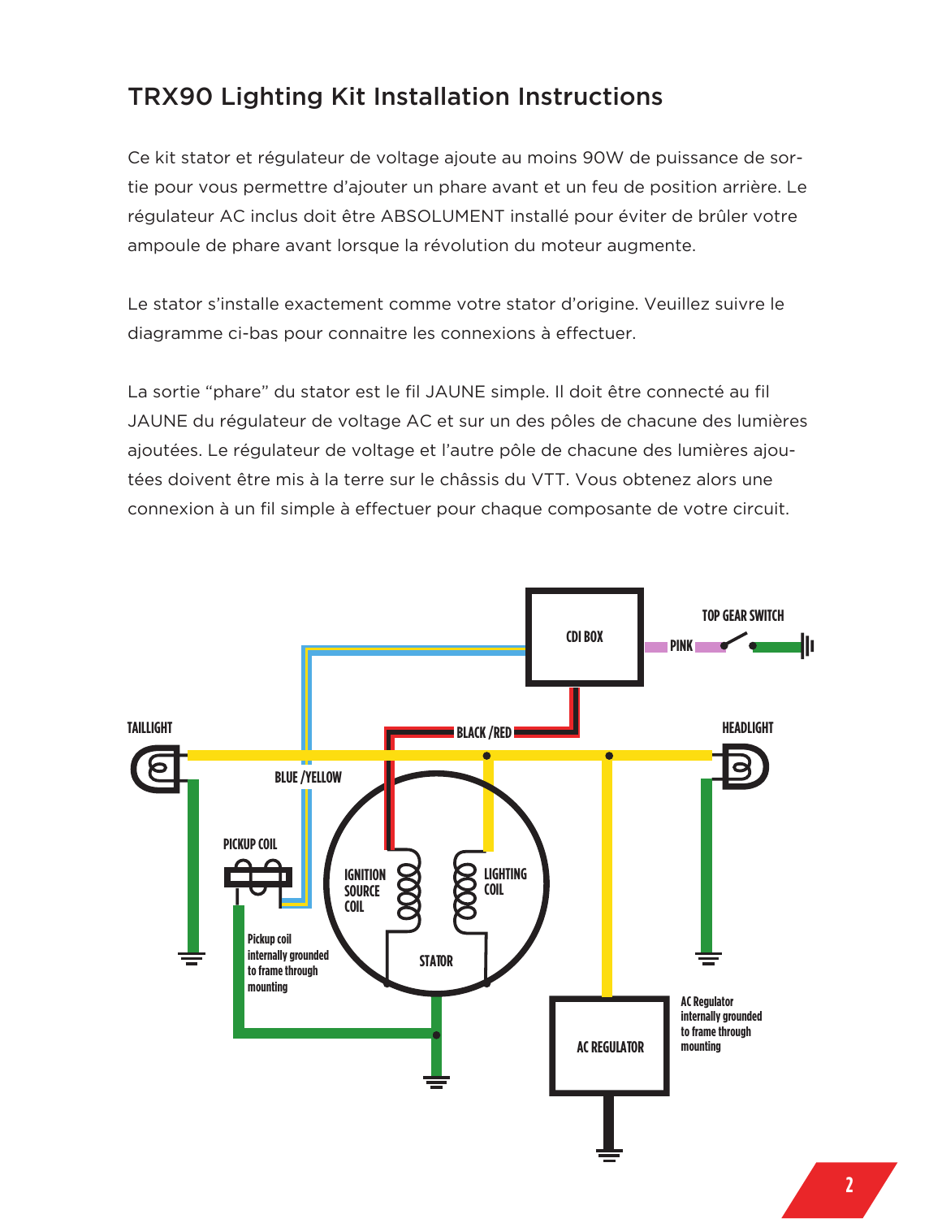## TRX90 Lighting Kit Installation Instructions

Ce kit stator et régulateur de voltage ajoute au moins 90W de puissance de sortie pour vous permettre d'ajouter un phare avant et un feu de position arrière. Le régulateur AC inclus doit être ABSOLUMENT installé pour éviter de brûler votre ampoule de phare avant lorsque la révolution du moteur augmente.

Le stator s'installe exactement comme votre stator d'origine. Veuillez suivre le diagramme ci-bas pour connaitre les connexions à effectuer.

La sortie "phare" du stator est le fil JAUNE simple. Il doit être connecté au fil JAUNE du régulateur de voltage AC et sur un des pôles de chacune des lumières ajoutées. Le régulateur de voltage et l'autre pôle de chacune des lumières ajoutées doivent être mis à la terre sur le châssis du VTT. Vous obtenez alors une connexion à un fil simple à effectuer pour chaque composante de votre circuit.

CDI BOX
TOP GEAR SWITCH
PINK
BLACK /RED
TAILLIGHT
HEADLIGHT
BLUE /YELLOW
PICKUP COIL
IGNITION SOURCE COIL
LIGHTING COIL
Pickup coil internally grounded to frame through mounting
STATOR
AC REGULATOR
AC Regulator internally grounded to frame through mounting